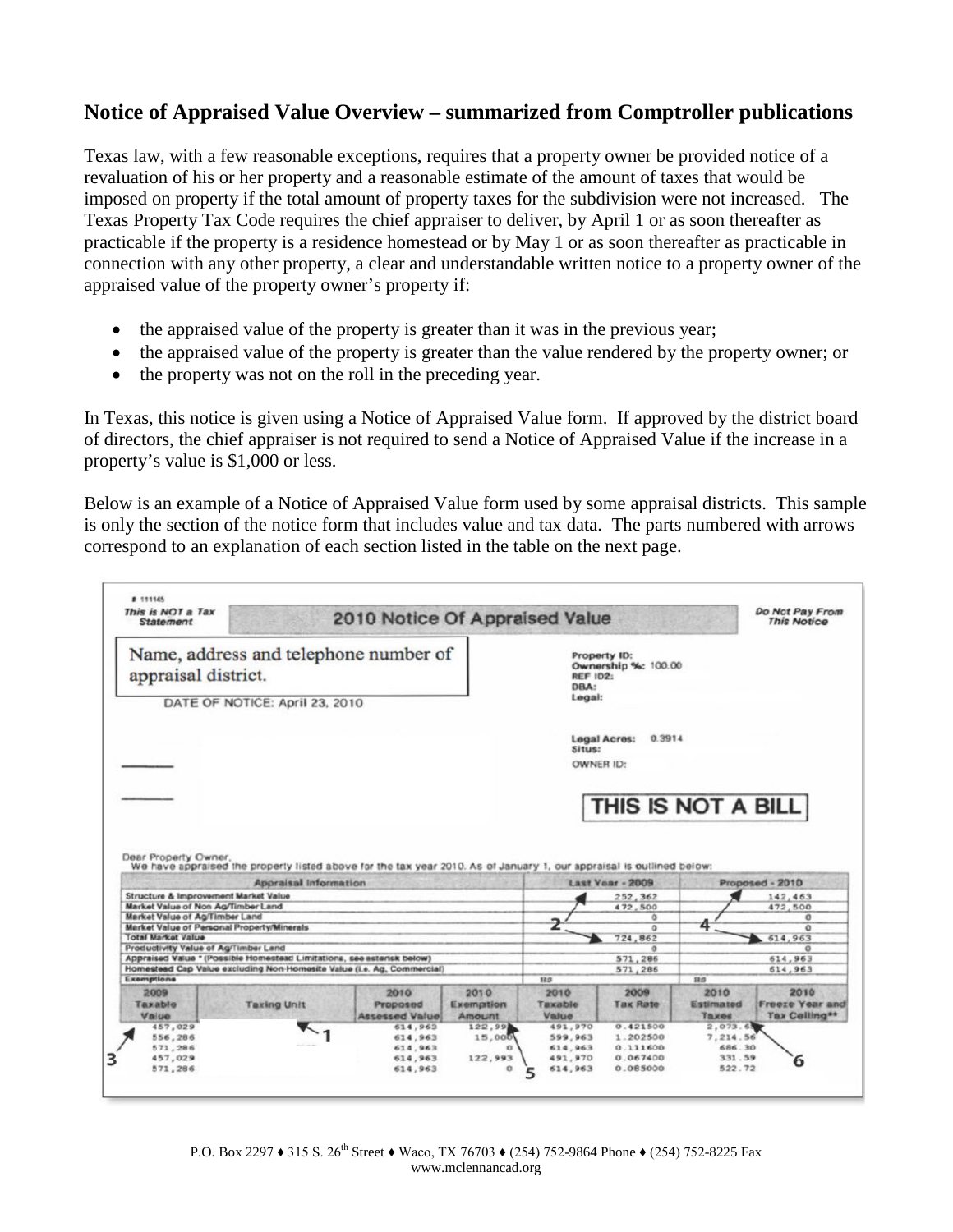## Notice of Appraised Value Overview – summarized from Comptroller publications

Texas law, with a few reasonable exceptions, requires that a property owner be provided notice of a revaluation of his or her property and a reasonable estimate of the amount of taxes that would be imposed on property if the total amount of property taxes for the subdivision were not increased. The Texas Property Tax Code requires the chief appraiser to deliver, by April 1 or as soon thereafter as practicable if the property is a residence homestead or by May 1 or as soon thereafter as practicable in connection with any other property, a clear and understandable written notice to a property owner of the appraised value of the property owner's property if:

- the appraised value of the property is greater than it was in the previous year;
- the appraised value of the property is greater than the value rendered by the property owner; or
- the property was not on the roll in the preceding year.

In Texas, this notice is given using a Notice of Appraised Value form. If approved by the district board of directors, the chief appraiser is not required to send a Notice of Appraised Value if the increase in a property's value is $1,000 or less.

Below is an example of a Notice of Appraised Value form used by some appraisal districts. This sample is only the section of the notice form that includes value and tax data. The parts numbered with arrows correspond to an explanation of each section listed in the table on the next page.

# 111145

**This is NOT a Tax Statement** — **2010 Notice Of Appraised Value** — **Do Not Pay From This Notice**

Name, address and telephone number of appraisal district.

DATE OF NOTICE: April 23, 2010

Property ID:
Ownership %: 100.00
REF ID2:
DBA:
Legal:

Legal Acres: 0.3914
Situs:
OWNER ID:

**THIS IS NOT A BILL**

Dear Property Owner,
We have appraised the property listed above for the tax year 2010. As of January 1, our appraisal is outlined below:

| Appraisal Information | Last Year - 2009 | Proposed - 2010 |
|---|---|---|
| Structure & Improvement Market Value | 252,362 | 142,463 |
| Market Value of Non Ag/Timber Land | 472,500 | 472,500 |
| Market Value of Ag/Timber Land | 0 | 0 |
| Market Value of Personal Property/Minerals | 0 | 0 |
| Total Market Value | 724,862 | 614,963 |
| Productivity Value of Ag/Timber Land | 0 | 0 |
| Appraised Value * (Possible Homestead Limitations, see asterisk below) | 571,286 | 614,963 |
| Homestead Cap Value excluding Non-Homesite Value (i.e. Ag, Commercial) | 571,286 | 614,963 |
| Exemptions | HS | HS |

| 2009 Taxable Value | Taxing Unit | 2010 Proposed Assessed Value | 2010 Exemption Amount | 2010 Taxable Value | 2009 Tax Rate | 2010 Estimated Taxes | 2010 Freeze Year and Tax Ceiling** |
|---|---|---|---|---|---|---|---|
| 457,029 | | 614,963 | 122,993 | 491,970 | 0.421500 | 2,073.65 | |
| 556,286 | | 614,963 | 15,000 | 599,963 | 1.202500 | 7,214.56 | |
| 571,286 | | 614,963 | 0 | 614,963 | 0.111600 | 686.30 | |
| 457,029 | | 614,963 | 122,993 | 491,970 | 0.067400 | 331.59 | |
| 571,286 | | 614,963 | 0 | 614,963 | 0.085000 | 522.72 | |

P.O. Box 2297 ♦ 315 S. 26th Street ♦ Waco, TX 76703 ♦ (254) 752-9864 Phone ♦ (254) 752-8225 Fax
www.mclennancad.org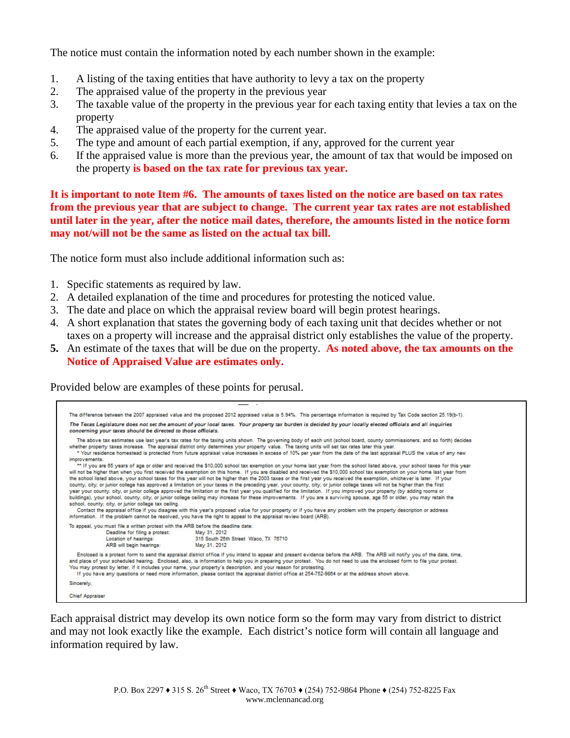The notice must contain the information noted by each number shown in the example:

1. A listing of the taxing entities that have authority to levy a tax on the property
2. The appraised value of the property in the previous year
3. The taxable value of the property in the previous year for each taxing entity that levies a tax on the property
4. The appraised value of the property for the current year.
5. The type and amount of each partial exemption, if any, approved for the current year
6. If the appraised value is more than the previous year, the amount of tax that would be imposed on the property **is based on the tax rate for previous tax year.**

**It is important to note Item #6. The amounts of taxes listed on the notice are based on tax rates from the previous year that are subject to change. The current year tax rates are not established until later in the year, after the notice mail dates, therefore, the amounts listed in the notice form may not/will not be the same as listed on the actual tax bill.**

The notice form must also include additional information such as:

1. Specific statements as required by law.
2. A detailed explanation of the time and procedures for protesting the noticed value.
3. The date and place on which the appraisal review board will begin protest hearings.
4. A short explanation that states the governing body of each taxing unit that decides whether or not taxes on a property will increase and the appraisal district only establishes the value of the property.
5. An estimate of the taxes that will be due on the property. **As noted above, the tax amounts on the Notice of Appraised Value are estimates only.**

Provided below are examples of these points for perusal.

> The difference between the 2007 appraised value and the proposed 2012 appraised value is 5.94%. This percentage information is required by Tax Code section 25.19(b-1).
>
> ***The Texas Legislature does not set the amount of your local taxes. Your property tax burden is decided by your locally elected officials and all inquiries concerning your taxes should be directed to those officials.***
>
> The above tax estimates use last year's tax rates for the taxing units shown. The governing body of each unit (school board, county commissioners, and so forth) decides whether property taxes increase. The appraisal district only determines your property value. The taxing units will set tax rates later this year.
>
> \* Your residence homestead is protected from future appraisal value increases in excess of 10% per year from the date of the last appraisal PLUS the value of any new improvements.
>
> \*\* If you are 65 years of age or older and received the $10,000 school tax exemption on your home last year from the school listed above, your school taxes for this year will not be higher than when you first received the exemption on this home. If you are disabled and received the $10,000 school tax exemption on your home last year from the school listed above, your school taxes for this year will not be higher than the 2003 taxes or the first year you received the exemption, whichever is later. If your county, city, or junior college has approved a limitation on your taxes in the preceding year, your county, city, or junior college taxes will not be higher than the first year your county, city, or junior college approved the limitation or the first year you qualified for the limitation. If you improved your property (by adding rooms or buildings), your school, county, city, or junior college ceiling may increase for these improvements. If you are a surviving spouse, age 55 or older, you may retain the school, county, city, or junior college tax ceiling.
>
> Contact the appraisal office if you disagree with this year's proposed value for your property or if you have any problem with the property description or address information. If the problem cannot be resolved, you have the right to appeal to the appraisal review board (ARB).
>
> To appeal, you must file a written protest with the ARB before the deadline date:
>
> | | |
> |---|---|
> | Deadline for filing a protest: | May 31, 2012 |
> | Location of hearings: | 315 South 26th Street Waco, TX 76710 |
> | ARB will begin hearings: | May 31, 2012 |
>
> Enclosed is a protest form to send the appraisal district office if you intend to appear and present evidence before the ARB. The ARB will notify you of the date, time, and place of your scheduled hearing. Enclosed, also, is information to help you in preparing your protest. You do not need to use the enclosed form to file your protest. You may protest by letter, if it includes your name, your property's description, and your reason for protesting.
>
> If you have any questions or need more information, please contact the appraisal district office at 254-752-9864 or at the address shown above.
>
> Sincerely,
>
> Chief Appraiser

Each appraisal district may develop its own notice form so the form may vary from district to district and may not look exactly like the example. Each district's notice form will contain all language and information required by law.

P.O. Box 2297 ♦ 315 S. 26th Street ♦ Waco, TX 76703 ♦ (254) 752-9864 Phone ♦ (254) 752-8225 Fax
www.mclennancad.org